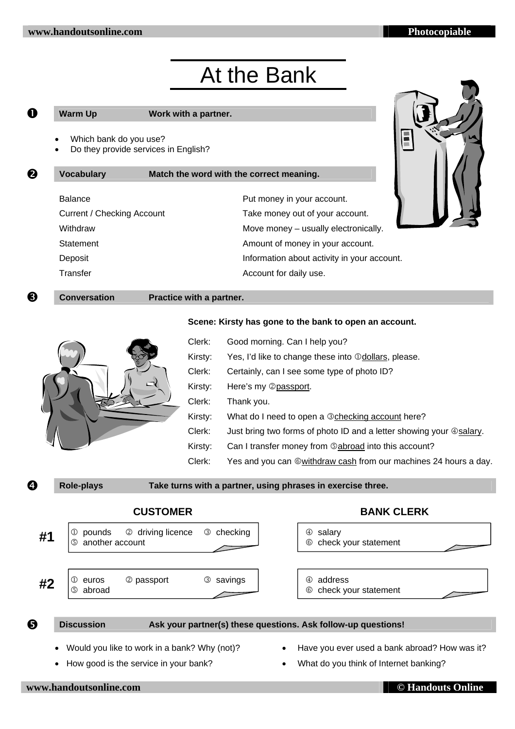# At the Band

# At the Bank

## ❶ Warm Up — Work with a partner.

- Which bank do you use?
- Do they provide services in English?

## ❷ Vocabulary — Match the word with the correct meaning.

| | |
|---|---|
| Balance | Put money in your account. |
| Current / Checking Account | Take money out of your account. |
| Withdraw | Move money – usually electronically. |
| Statement | Amount of money in your account. |
| Deposit | Information about activity in your account. |
| Transfer | Account for daily use. |

## ❸ Conversation — Practice with a partner.

**Scene: Kirsty has gone to the bank to open an account.**

Clerk: Good morning. Can I help you?

Kirsty: Yes, I'd like to change these into ① dollars, please.

Clerk: Certainly, can I see some type of photo ID?

Kirsty: Here's my ② passport.

Clerk: Thank you.

Kirsty: What do I need to open a ③ checking account here?

Clerk: Just bring two forms of photo ID and a letter showing your ④ salary.

Kirsty: Can I transfer money from ⑤ abroad into this account?

Clerk: Yes and you can ⑥ withdraw cash from our machines 24 hours a day.

## ❹ Role-plays — Take turns with a partner, using phrases in exercise three.

| | CUSTOMER | BANK CLERK |
|---|---|---|
| **#1** | ① pounds ② driving licence ③ checking ⑤ another account | ④ salary ⑥ check your statement |
| **#2** | ① euros ② passport ③ savings ⑤ abroad | ④ address ⑥ check your statement |

## ❺ Discussion — Ask your partner(s) these questions. Ask follow-up questions!

- Would you like to work in a bank? Why (not)?
- How good is the service in your bank?
- Have you ever used a bank abroad? How was it?
- What do you think of Internet banking?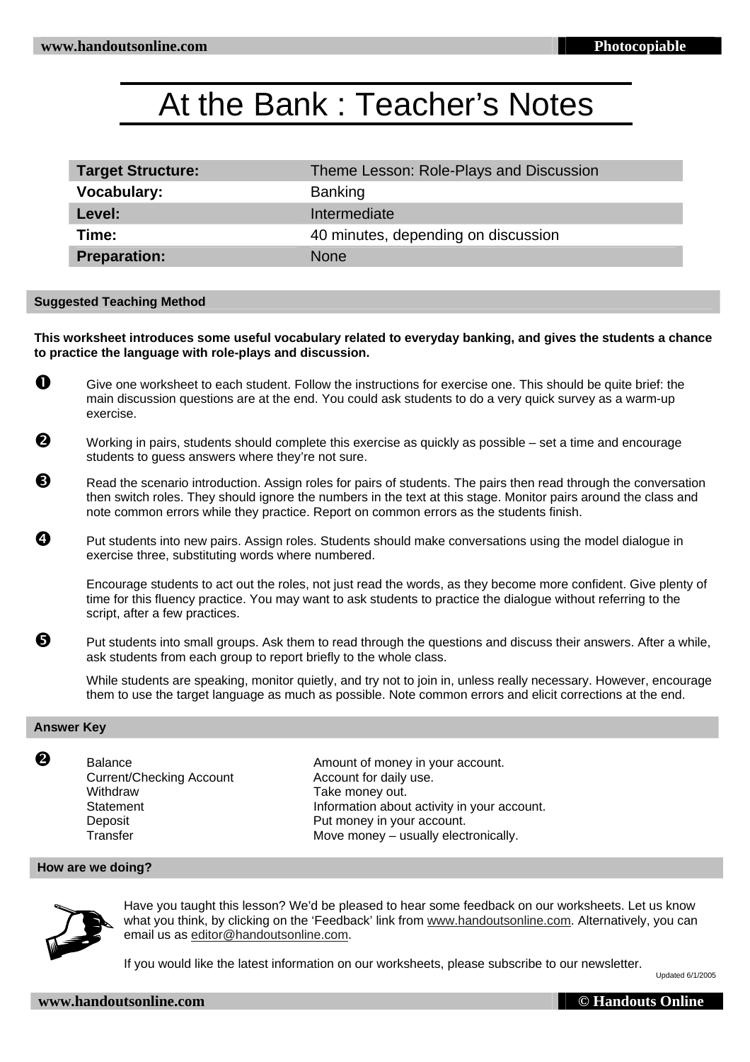# At the Bank : Teacher's Notes

| | |
|---|---|
| **Target Structure:** | Theme Lesson: Role-Plays and Discussion |
| **Vocabulary:** | Banking |
| **Level:** | Intermediate |
| **Time:** | 40 minutes, depending on discussion |
| **Preparation:** | None |

## Suggested Teaching Method

**This worksheet introduces some useful vocabulary related to everyday banking, and gives the students a chance to practice the language with role-plays and discussion.**

❶ Give one worksheet to each student. Follow the instructions for exercise one. This should be quite brief: the main discussion questions are at the end. You could ask students to do a very quick survey as a warm-up exercise.

❷ Working in pairs, students should complete this exercise as quickly as possible – set a time and encourage students to guess answers where they're not sure.

❸ Read the scenario introduction. Assign roles for pairs of students. The pairs then read through the conversation then switch roles. They should ignore the numbers in the text at this stage. Monitor pairs around the class and note common errors while they practice. Report on common errors as the students finish.

❹ Put students into new pairs. Assign roles. Students should make conversations using the model dialogue in exercise three, substituting words where numbered.

Encourage students to act out the roles, not just read the words, as they become more confident. Give plenty of time for this fluency practice. You may want to ask students to practice the dialogue without referring to the script, after a few practices.

❺ Put students into small groups. Ask them to read through the questions and discuss their answers. After a while, ask students from each group to report briefly to the whole class.

While students are speaking, monitor quietly, and try not to join in, unless really necessary. However, encourage them to use the target language as much as possible. Note common errors and elicit corrections at the end.

## Answer Key

❷

| | |
|---|---|
| Balance | Amount of money in your account. |
| Current/Checking Account | Account for daily use. |
| Withdraw | Take money out. |
| Statement | Information about activity in your account. |
| Deposit | Put money in your account. |
| Transfer | Move money – usually electronically. |

## How are we doing?

Have you taught this lesson? We'd be pleased to hear some feedback on our worksheets. Let us know what you think, by clicking on the 'Feedback' link from www.handoutsonline.com. Alternatively, you can email us as editor@handoutsonline.com.

If you would like the latest information on our worksheets, please subscribe to our newsletter.

Updated 6/1/2005